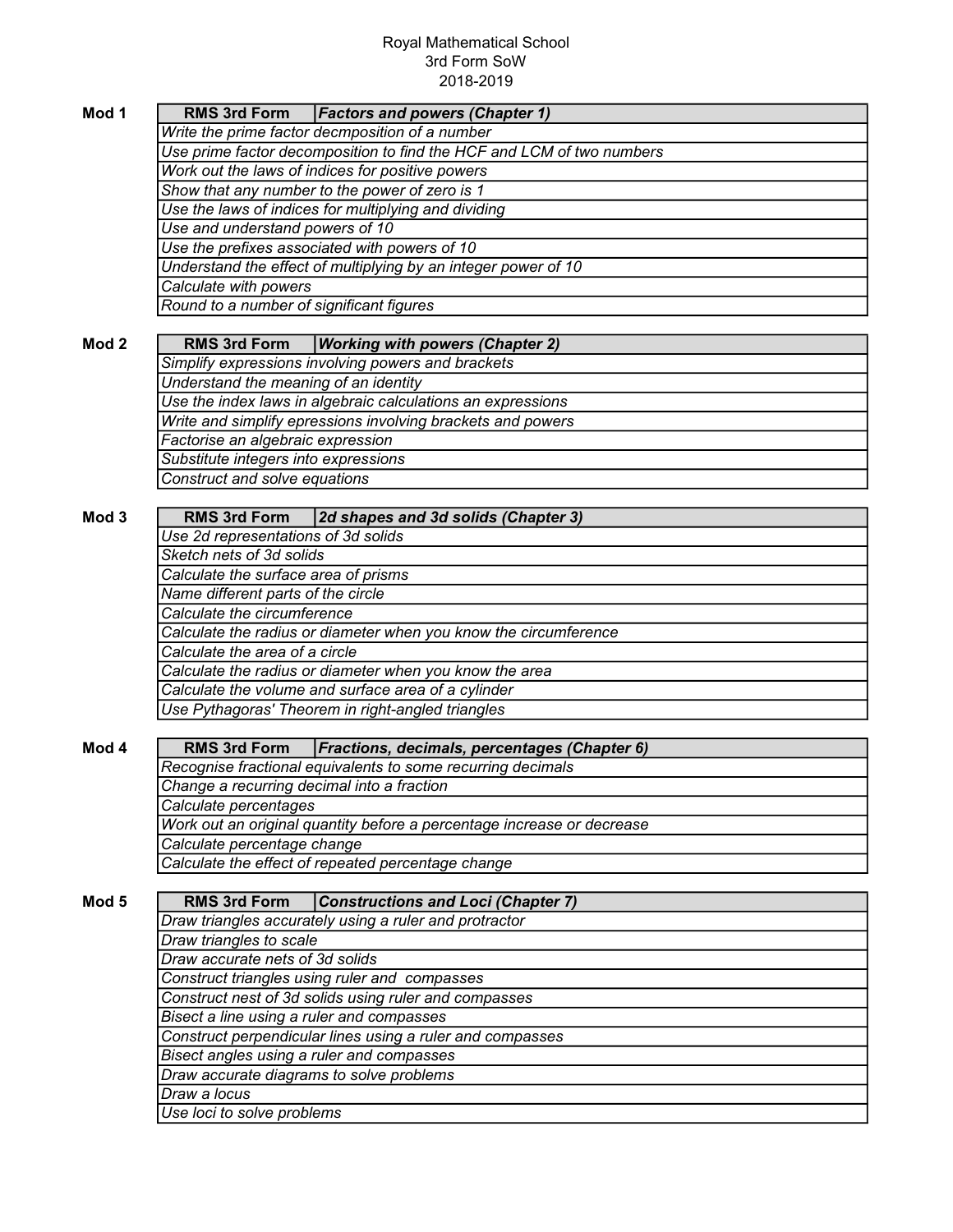Royal Mathematical School
3rd Form SoW
2018-2019

**Mod 1**

| RMS 3rd Form | *Factors and powers (Chapter 1)* |
|---|---|
| *Write the prime factor decmposition of a number* | |
| *Use prime factor decomposition to find the HCF and LCM of two numbers* | |
| *Work out the laws of indices for positive powers* | |
| *Show that any number to the power of zero is 1* | |
| *Use the laws of indices for multiplying and dividing* | |
| *Use and understand powers of 10* | |
| *Use the prefixes associated with powers of 10* | |
| *Understand the effect of multiplying by an integer power of 10* | |
| *Calculate with powers* | |
| *Round to a number of significant figures* | |

**Mod 2**

| RMS 3rd Form | *Working with powers (Chapter 2)* |
|---|---|
| *Simplify expressions involving powers and brackets* | |
| *Understand the meaning of an identity* | |
| *Use the index laws in algebraic calculations an expressions* | |
| *Write and simplify epressions involving brackets and powers* | |
| *Factorise an algebraic expression* | |
| *Substitute integers into expressions* | |
| *Construct and solve equations* | |

**Mod 3**

| RMS 3rd Form | *2d shapes and 3d solids (Chapter 3)* |
|---|---|
| *Use 2d representations of 3d solids* | |
| *Sketch nets of 3d solids* | |
| *Calculate the surface area of prisms* | |
| *Name different parts of the circle* | |
| *Calculate the circumference* | |
| *Calculate the radius or diameter when you know the circumference* | |
| *Calculate the area of a circle* | |
| *Calculate the radius or diameter when you know the area* | |
| *Calculate the volume and surface area of a cylinder* | |
| *Use Pythagoras' Theorem in right-angled triangles* | |

**Mod 4**

| RMS 3rd Form | *Fractions, decimals, percentages (Chapter 6)* |
|---|---|
| *Recognise fractional equivalents to some recurring decimals* | |
| *Change a recurring decimal into a fraction* | |
| *Calculate percentages* | |
| *Work out an original quantity before a percentage increase or decrease* | |
| *Calculate percentage change* | |
| *Calculate the effect of repeated percentage change* | |

**Mod 5**

| RMS 3rd Form | *Constructions and Loci (Chapter 7)* |
|---|---|
| *Draw triangles accurately using a ruler and protractor* | |
| *Draw triangles to scale* | |
| *Draw accurate nets of 3d solids* | |
| *Construct triangles using ruler and compasses* | |
| *Construct nest of 3d solids using ruler and compasses* | |
| *Bisect a line using a ruler and compasses* | |
| *Construct perpendicular lines using a ruler and compasses* | |
| *Bisect angles using a ruler and compasses* | |
| *Draw accurate diagrams to solve problems* | |
| *Draw a locus* | |
| *Use loci to solve problems* | |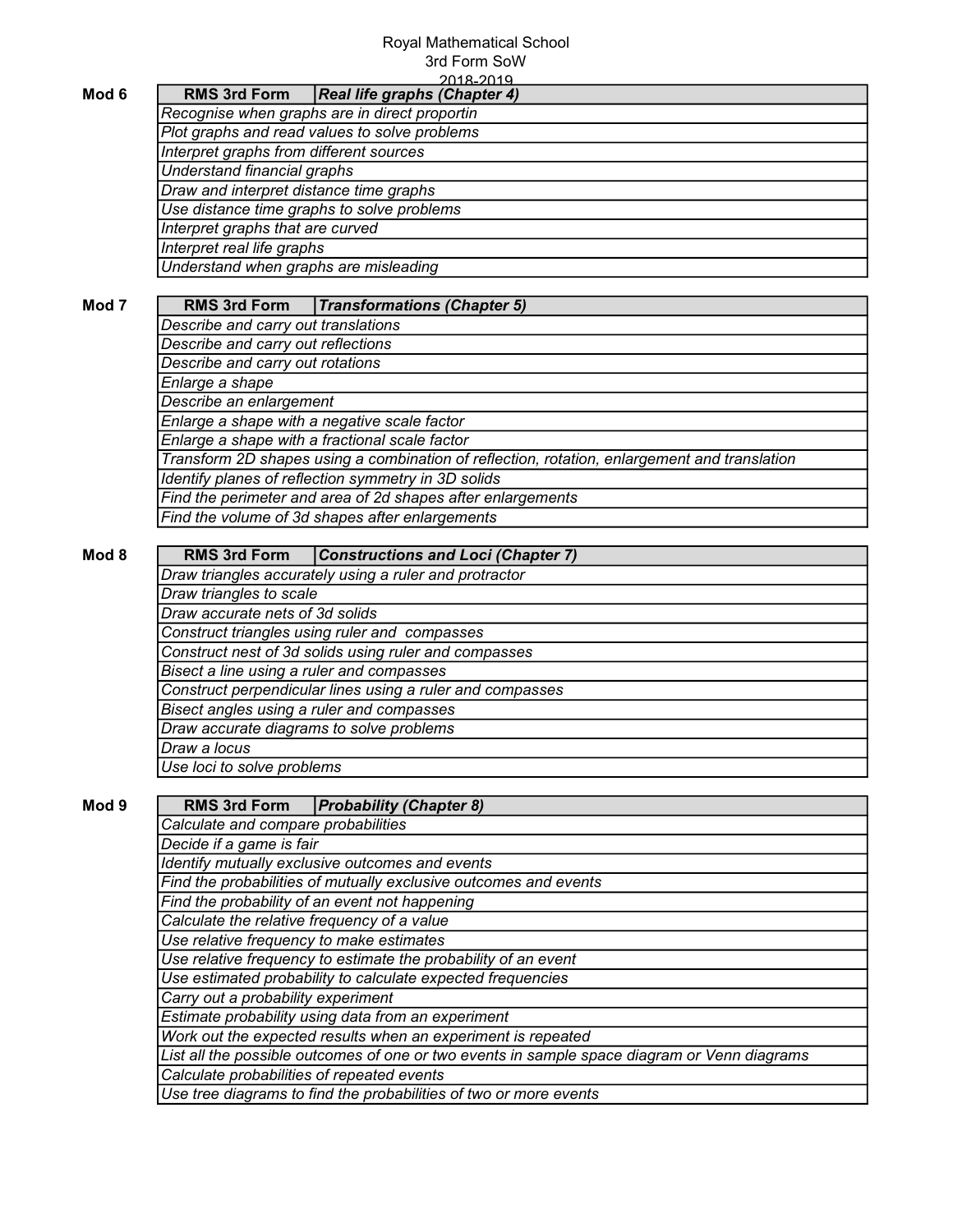Royal Mathematical School
3rd Form SoW
2018-2019

**Mod 6**

| RMS 3rd Form | *Real life graphs (Chapter 4)* |
|---|---|
| *Recognise when graphs are in direct proportin* | |
| *Plot graphs and read values to solve problems* | |
| *Interpret graphs from different sources* | |
| *Understand financial graphs* | |
| *Draw and interpret distance time graphs* | |
| *Use distance time graphs to solve problems* | |
| *Interpret graphs that are curved* | |
| *Interpret real life graphs* | |
| *Understand when graphs are misleading* | |

**Mod 7**

| RMS 3rd Form | *Transformations (Chapter 5)* |
|---|---|
| *Describe and carry out translations* | |
| *Describe and carry out reflections* | |
| *Describe and carry out rotations* | |
| *Enlarge a shape* | |
| *Describe an enlargement* | |
| *Enlarge a shape with a negative scale factor* | |
| *Enlarge a shape with a fractional scale factor* | |
| *Transform 2D shapes using a combination of reflection, rotation, enlargement and translation* | |
| *Identify planes of reflection symmetry in 3D solids* | |
| *Find the perimeter and area of 2d shapes after enlargements* | |
| *Find the volume of 3d shapes after enlargements* | |

**Mod 8**

| RMS 3rd Form | *Constructions and Loci (Chapter 7)* |
|---|---|
| *Draw triangles accurately using a ruler and protractor* | |
| *Draw triangles to scale* | |
| *Draw accurate nets of 3d solids* | |
| *Construct triangles using ruler and compasses* | |
| *Construct nest of 3d solids using ruler and compasses* | |
| *Bisect a line using a ruler and compasses* | |
| *Construct perpendicular lines using a ruler and compasses* | |
| *Bisect angles using a ruler and compasses* | |
| *Draw accurate diagrams to solve problems* | |
| *Draw a locus* | |
| *Use loci to solve problems* | |

**Mod 9**

| RMS 3rd Form | *Probability (Chapter 8)* |
|---|---|
| *Calculate and compare probabilities* | |
| *Decide if a game is fair* | |
| *Identify mutually exclusive outcomes and events* | |
| *Find the probabilities of mutually exclusive outcomes and events* | |
| *Find the probability of an event not happening* | |
| *Calculate the relative frequency of a value* | |
| *Use relative frequency to make estimates* | |
| *Use relative frequency to estimate the probability of an event* | |
| *Use estimated probability to calculate expected frequencies* | |
| *Carry out a probability experiment* | |
| *Estimate probability using data from an experiment* | |
| *Work out the expected results when an experiment is repeated* | |
| *List all the possible outcomes of one or two events in sample space diagram or Venn diagrams* | |
| *Calculate probabilities of repeated events* | |
| *Use tree diagrams to find the probabilities of two or more events* | |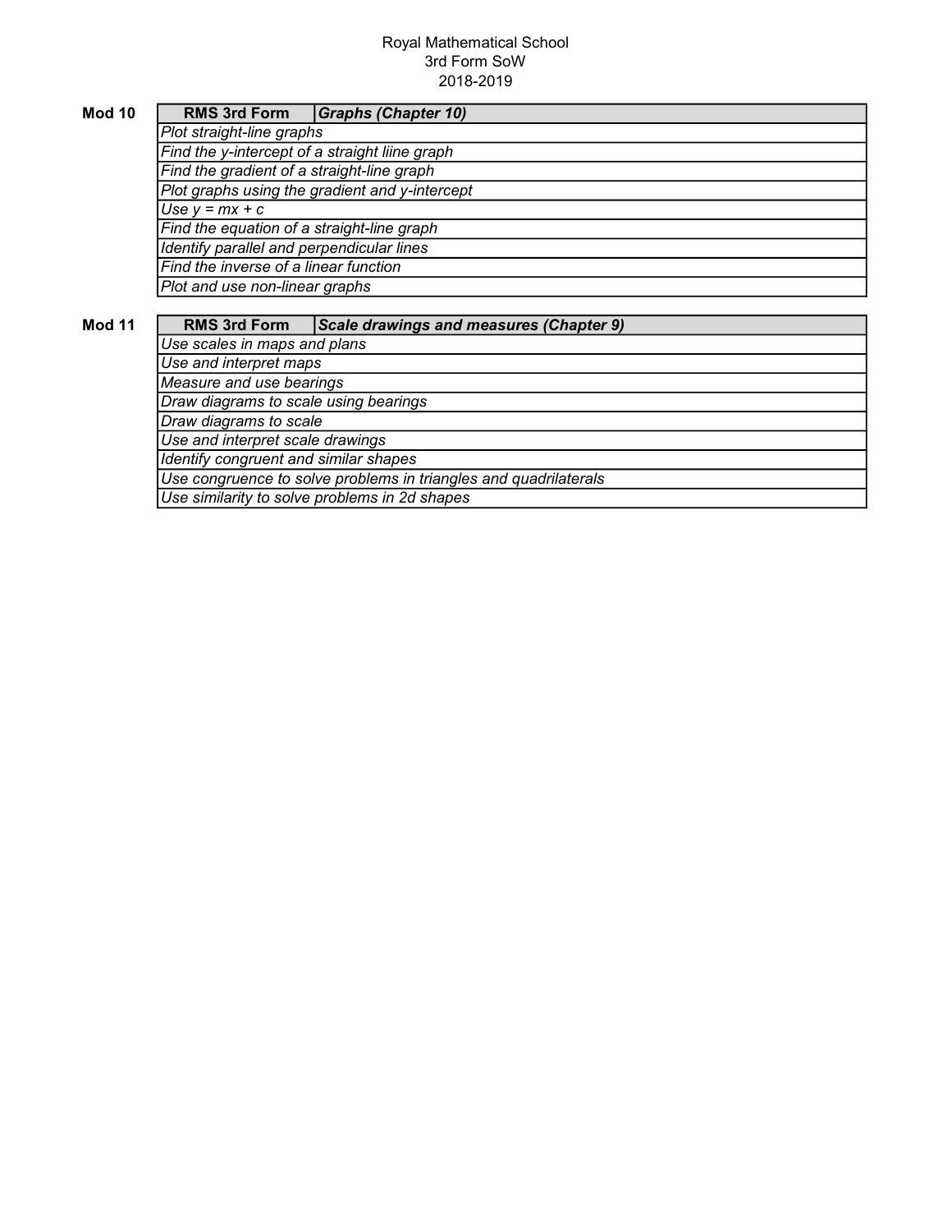Royal Mathematical School
3rd Form SoW
2018-2019

**Mod 10**

| **RMS 3rd Form** | ***Graphs (Chapter 10)*** |
|---|---|
| *Plot straight-line graphs* | |
| *Find the y-intercept of a straight liine graph* | |
| *Find the gradient of a straight-line graph* | |
| *Plot graphs using the gradient and y-intercept* | |
| *Use y = mx + c* | |
| *Find the equation of a straight-line graph* | |
| *Identify parallel and perpendicular lines* | |
| *Find the inverse of a linear function* | |
| *Plot and use non-linear graphs* | |

**Mod 11**

| **RMS 3rd Form** | ***Scale drawings and measures (Chapter 9)*** |
|---|---|
| *Use scales in maps and plans* | |
| *Use and interpret maps* | |
| *Measure and use bearings* | |
| *Draw diagrams to scale using bearings* | |
| *Draw diagrams to scale* | |
| *Use and interpret scale drawings* | |
| *Identify congruent and similar shapes* | |
| *Use congruence to solve problems in triangles and quadrilaterals* | |
| *Use similarity to solve problems in 2d shapes* | |